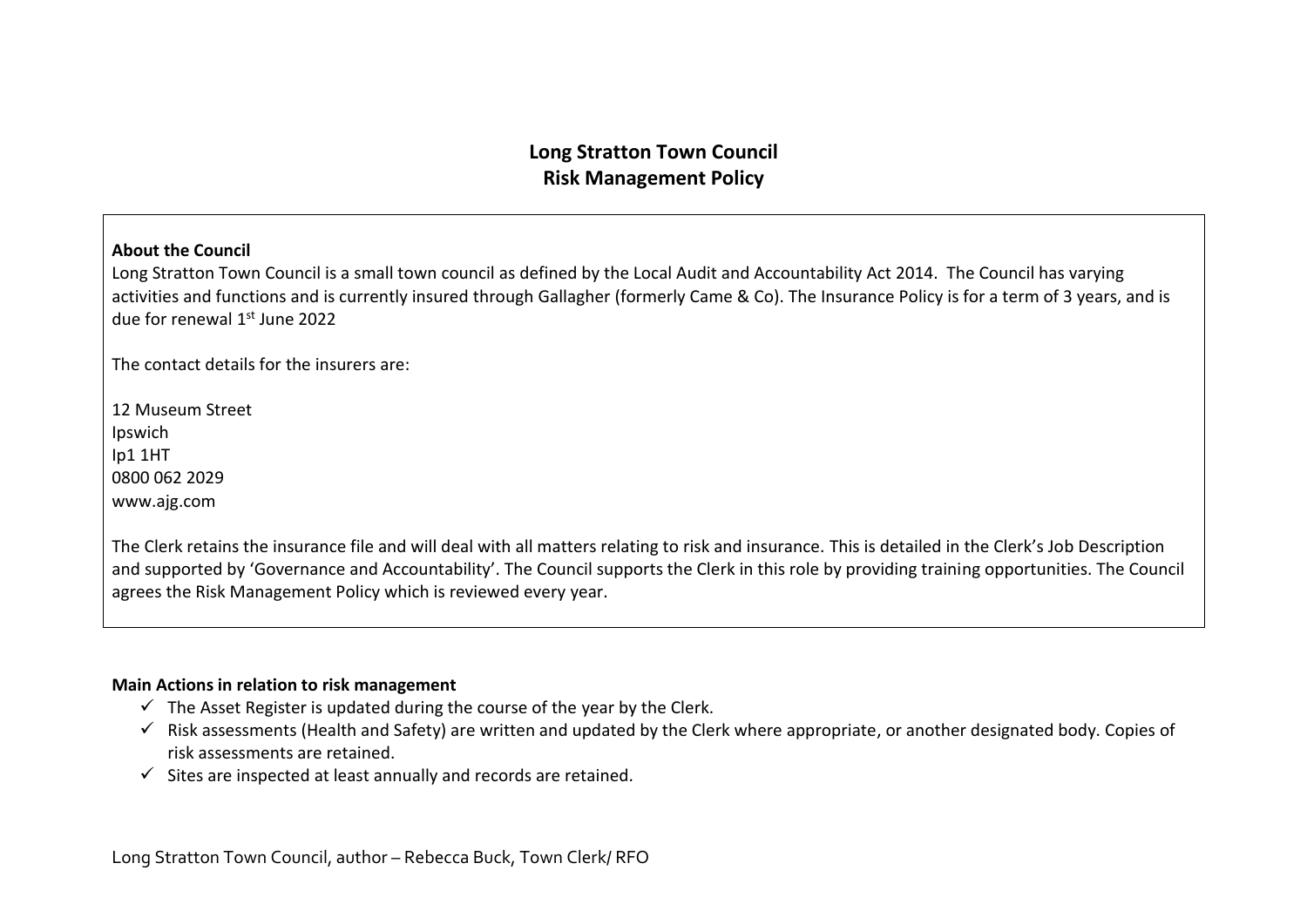# Long Stratton Town Council
## Risk Management Policy

**About the Council**

Long Stratton Town Council is a small town council as defined by the Local Audit and Accountability Act 2014. The Council has varying activities and functions and is currently insured through Gallagher (formerly Came & Co). The Insurance Policy is for a term of 3 years, and is due for renewal 1st June 2022

The contact details for the insurers are:

12 Museum Street
Ipswich
Ip1 1HT
0800 062 2029
www.ajg.com

The Clerk retains the insurance file and will deal with all matters relating to risk and insurance. This is detailed in the Clerk's Job Description and supported by 'Governance and Accountability'. The Council supports the Clerk in this role by providing training opportunities. The Council agrees the Risk Management Policy which is reviewed every year.

**Main Actions in relation to risk management**

- ✓ The Asset Register is updated during the course of the year by the Clerk.
- ✓ Risk assessments (Health and Safety) are written and updated by the Clerk where appropriate, or another designated body. Copies of risk assessments are retained.
- ✓ Sites are inspected at least annually and records are retained.

Long Stratton Town Council, author – Rebecca Buck, Town Clerk/ RFO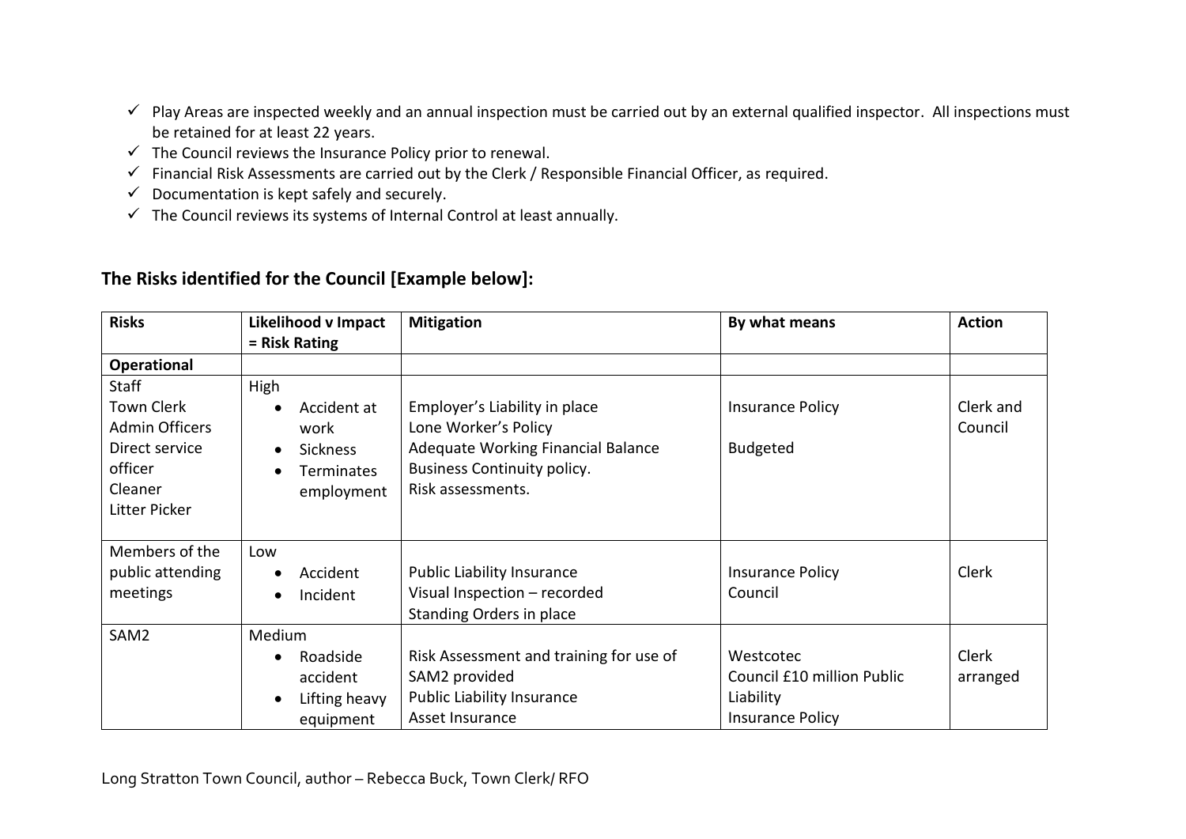- ✓ Play Areas are inspected weekly and an annual inspection must be carried out by an external qualified inspector. All inspections must be retained for at least 22 years.
- ✓ The Council reviews the Insurance Policy prior to renewal.
- ✓ Financial Risk Assessments are carried out by the Clerk / Responsible Financial Officer, as required.
- ✓ Documentation is kept safely and securely.
- ✓ The Council reviews its systems of Internal Control at least annually.

## The Risks identified for the Council [Example below]:

| Risks | Likelihood v Impact = Risk Rating | Mitigation | By what means | Action |
|---|---|---|---|---|
| **Operational** | | | | |
| Staff<br>Town Clerk<br>Admin Officers<br>Direct service officer<br>Cleaner<br>Litter Picker | High<br>• Accident at work<br>• Sickness<br>• Terminates employment | Employer's Liability in place<br>Lone Worker's Policy<br>Adequate Working Financial Balance<br>Business Continuity policy.<br>Risk assessments. | Insurance Policy<br><br>Budgeted | Clerk and Council |
| Members of the public attending meetings | Low<br>• Accident<br>• Incident | Public Liability Insurance<br>Visual Inspection – recorded<br>Standing Orders in place | Insurance Policy<br>Council | Clerk |
| SAM2 | Medium<br>• Roadside accident<br>• Lifting heavy equipment | Risk Assessment and training for use of SAM2 provided<br>Public Liability Insurance<br>Asset Insurance | Westcotec<br>Council £10 million Public Liability<br>Insurance Policy | Clerk arranged |

Long Stratton Town Council, author – Rebecca Buck, Town Clerk/ RFO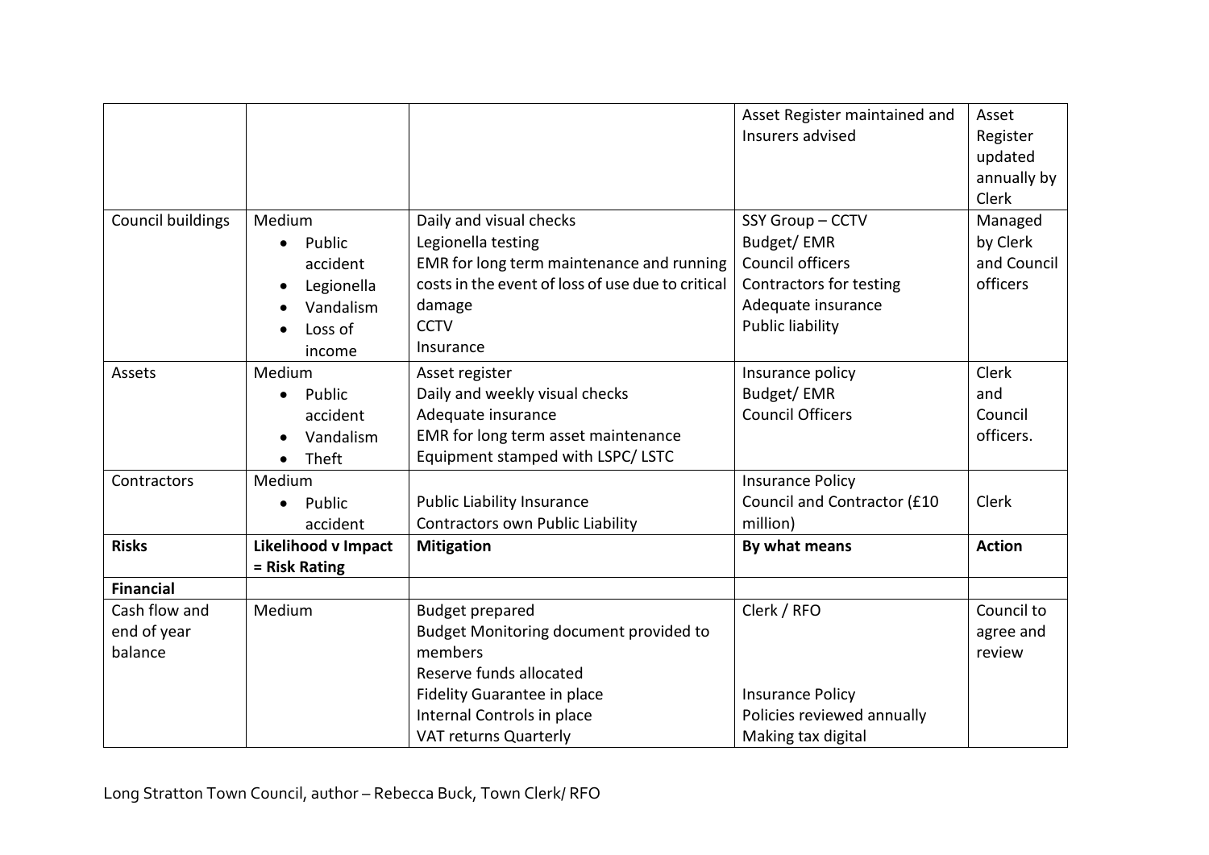| | | | | |
|---|---|---|---|---|
| | | | Asset Register maintained and Insurers advised | Asset Register updated annually by Clerk |
| Council buildings | Medium<br>• Public accident<br>• Legionella<br>• Vandalism<br>• Loss of income | Daily and visual checks<br>Legionella testing<br>EMR for long term maintenance and running costs in the event of loss of use due to critical damage<br>CCTV<br>Insurance | SSY Group – CCTV<br>Budget/ EMR<br>Council officers<br>Contractors for testing<br>Adequate insurance<br>Public liability | Managed by Clerk and Council officers |
| Assets | Medium<br>• Public accident<br>• Vandalism<br>• Theft | Asset register<br>Daily and weekly visual checks<br>Adequate insurance<br>EMR for long term asset maintenance<br>Equipment stamped with LSPC/ LSTC | Insurance policy<br>Budget/ EMR<br>Council Officers | Clerk and Council officers. |
| Contractors | Medium<br>• Public accident | Public Liability Insurance<br>Contractors own Public Liability | Insurance Policy<br>Council and Contractor (£10 million) | Clerk |
| **Risks** | **Likelihood v Impact = Risk Rating** | **Mitigation** | **By what means** | **Action** |
| **Financial** | | | | |
| Cash flow and end of year balance | Medium | Budget prepared<br>Budget Monitoring document provided to members<br>Reserve funds allocated<br>Fidelity Guarantee in place<br>Internal Controls in place<br>VAT returns Quarterly | Clerk / RFO<br><br><br><br>Insurance Policy<br>Policies reviewed annually<br>Making tax digital | Council to agree and review |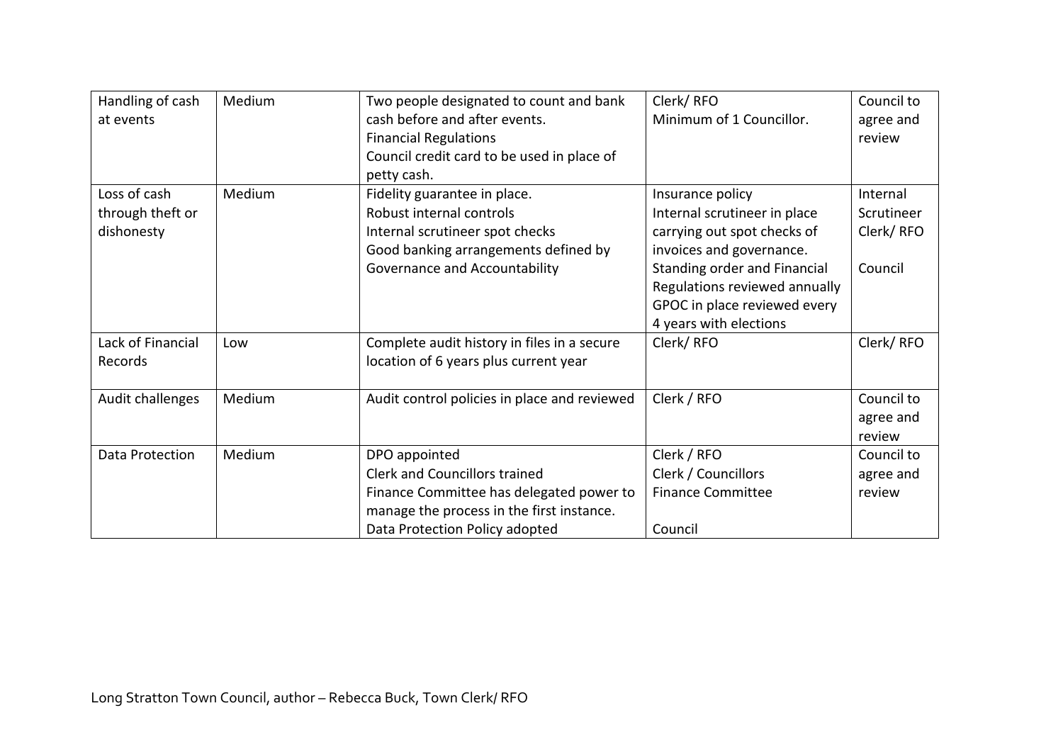| Handling of cash at events | Medium | Two people designated to count and bank cash before and after events.<br>Financial Regulations<br>Council credit card to be used in place of petty cash. | Clerk/ RFO<br>Minimum of 1 Councillor. | Council to agree and review |
|---|---|---|---|---|
| Loss of cash through theft or dishonesty | Medium | Fidelity guarantee in place.<br>Robust internal controls<br>Internal scrutineer spot checks<br>Good banking arrangements defined by Governance and Accountability | Insurance policy<br>Internal scrutineer in place carrying out spot checks of invoices and governance.<br>Standing order and Financial Regulations reviewed annually<br>GPOC in place reviewed every 4 years with elections | Internal Scrutineer<br>Clerk/ RFO<br><br>Council |
| Lack of Financial Records | Low | Complete audit history in files in a secure location of 6 years plus current year | Clerk/ RFO | Clerk/ RFO |
| Audit challenges | Medium | Audit control policies in place and reviewed | Clerk / RFO | Council to agree and review |
| Data Protection | Medium | DPO appointed<br>Clerk and Councillors trained<br>Finance Committee has delegated power to manage the process in the first instance.<br>Data Protection Policy adopted | Clerk / RFO<br>Clerk / Councillors<br>Finance Committee<br><br>Council | Council to agree and review |

Long Stratton Town Council, author – Rebecca Buck, Town Clerk/ RFO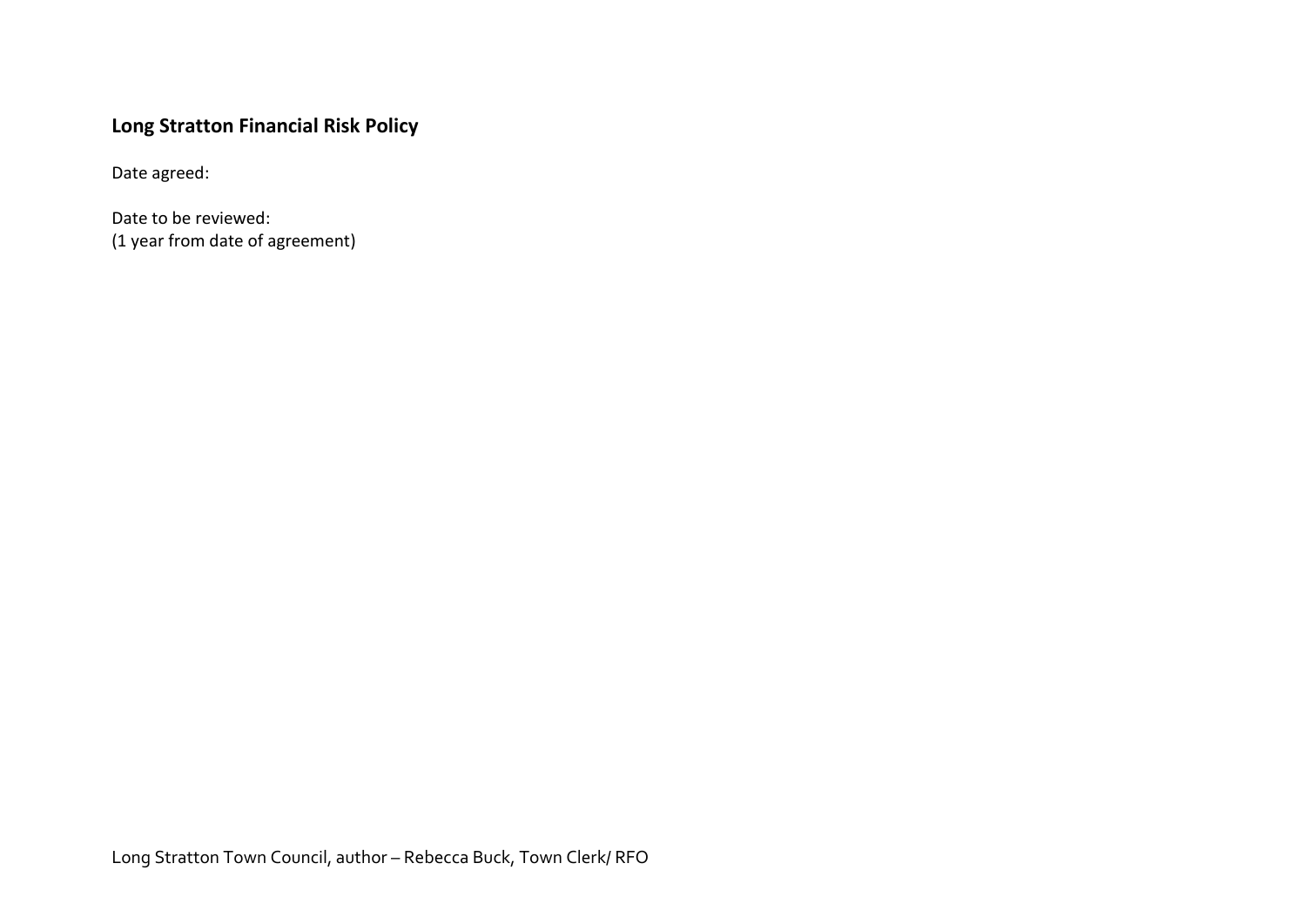**Long Stratton Financial Risk Policy**

Date agreed:

Date to be reviewed:
(1 year from date of agreement)

Long Stratton Town Council, author – Rebecca Buck, Town Clerk/ RFO